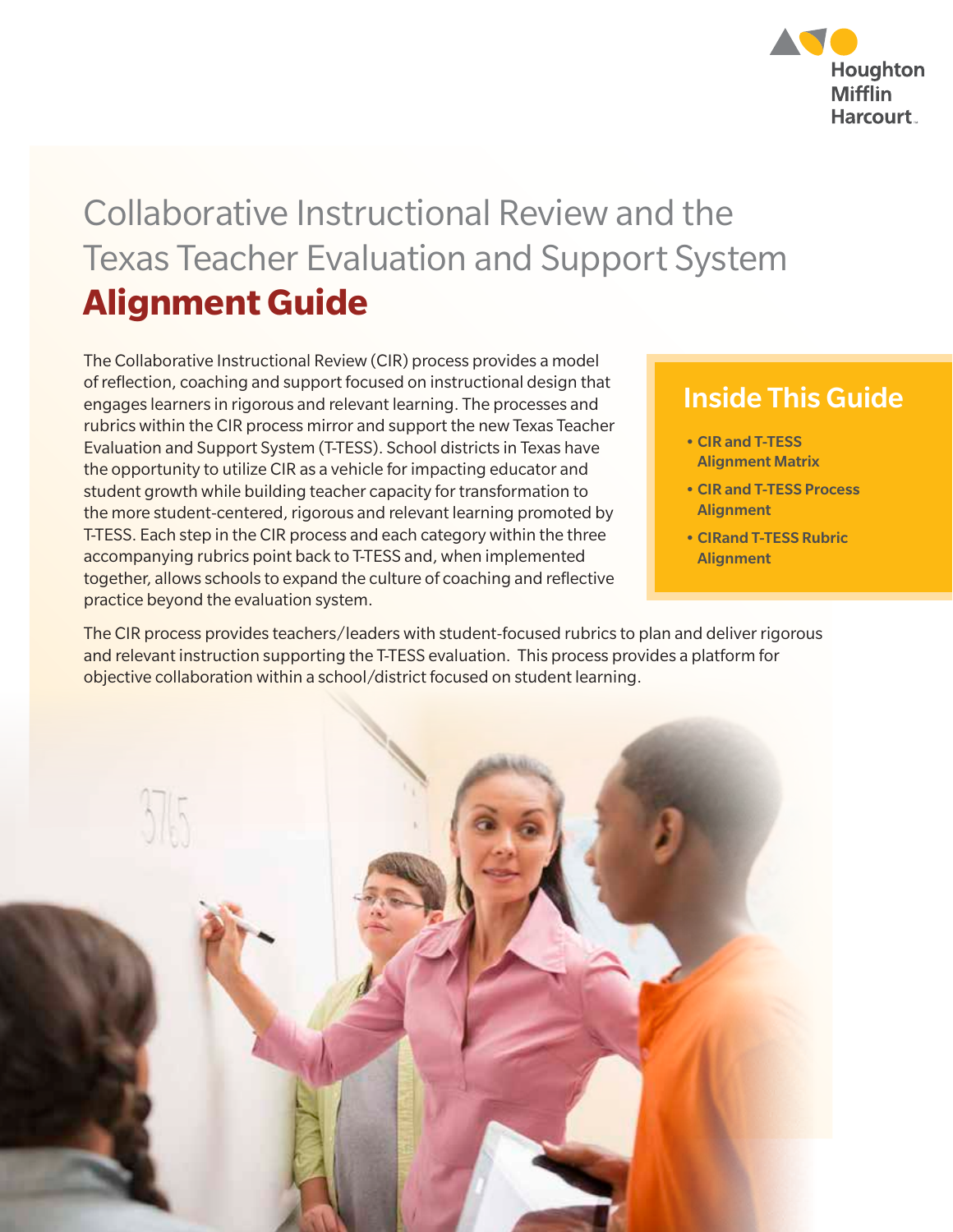Houghton Mifflin Harcourt

# Collaborative Instructional Review and the Texas Teacher Evaluation and Support System **Alignment Guide**

The Collaborative Instructional Review (CIR) process provides a model of reflection, coaching and support focused on instructional design that engages learners in rigorous and relevant learning. The processes and rubrics within the CIR process mirror and support the new Texas Teacher Evaluation and Support System (T-TESS). School districts in Texas have the opportunity to utilize CIR as a vehicle for impacting educator and student growth while building teacher capacity for transformation to the more student-centered, rigorous and relevant learning promoted by T-TESS. Each step in the CIR process and each category within the three accompanying rubrics point back to T-TESS and, when implemented together, allows schools to expand the culture of coaching and reflective practice beyond the evaluation system.

## Inside This Guide

- **CIR and T-TESS Alignment Matrix**
- **CIR and T-TESS Process Alignment**
- **CIRand T-TESS Rubric Alignment**

The CIR process provides teachers/leaders with student-focused rubrics to plan and deliver rigorous and relevant instruction supporting the T-TESS evaluation. This process provides a platform for objective collaboration within a school/district focused on student learning.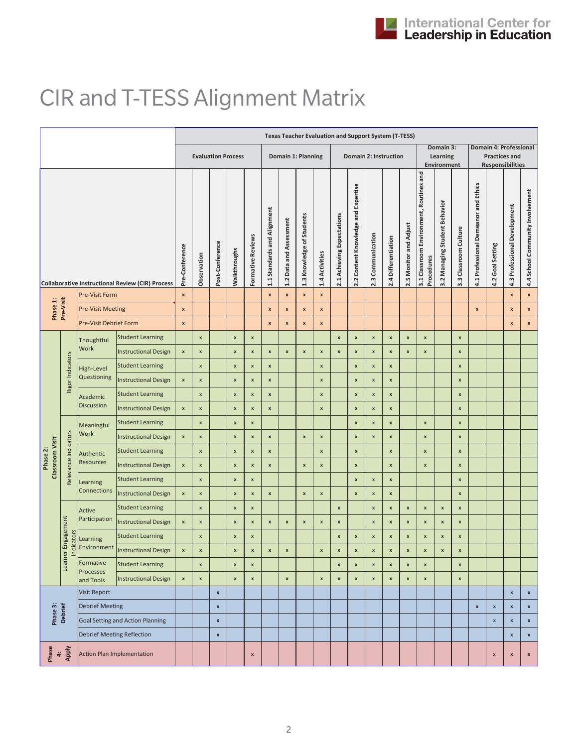# CIR and T-TESS Alignment Matrix

| Collaborative Instructional Review (CIR) Process | | | | Pre-Conference | Observation | Post-Conference | Walkthroughs | Formative Reviews | 1.1 Standards and Alignment | 1.2 Data and Assessment | 1.3 Knowledge of Students | 1.4 Activities | 2.1 Achieving Expectations | 2.2 Content Knowledge and Expertise | 2.3 Communication | 2.4 Differentiation | 2.5 Monitor and Adjust | 3.1 Classroom Environment, Routines and Procedures | 3.2 Managing Student Behavior | 3.3 Classroom Culture | 4.1 Professional Demeanor and Ethics | 4.2 Goal Setting | 4.3 Professional Development | 4.4 School Community Involvement |
|---|---|---|---|---|---|---|---|---|---|---|---|---|---|---|---|---|---|---|---|---|---|---|---|---|
| | | | | Evaluation Process | | | | | Domain 1: Planning | | | | Domain 2: Instruction | | | | | Domain 3: Learning Environment | | | Domain 4: Professional Practices and Responsibilities | | | |
| Phase 1: Pre-Visit | | Pre-Visit Form | | x | | | | | x | x | x | x | | | | | | | | | | | x | x |
| Phase 1: Pre-Visit | | Pre-Visit Meeting | | x | | | | | x | x | x | x | | | | | | | | | x | | x | x |
| Phase 1: Pre-Visit | | Pre-Visit Debrief Form | | x | | | | | x | x | x | x | | | | | | | | | | | x | x |
| Phase 2: Classroom Visit | Rigor Indicators | Thoughtful Work | Student Learning | | x | | x | x | | | | | x | x | x | x | x | x | | x | | | | |
| Phase 2: Classroom Visit | Rigor Indicators | Thoughtful Work | Instructional Design | x | x | | x | x | x | x | x | x | x | x | x | x | x | x | | x | | | | |
| Phase 2: Classroom Visit | Rigor Indicators | High-Level Questioning | Student Learning | | x | | x | x | x | | | x | | x | x | x | | | | x | | | | |
| Phase 2: Classroom Visit | Rigor Indicators | High-Level Questioning | Instructional Design | x | x | | x | x | x | | | x | | x | x | x | | | | x | | | | |
| Phase 2: Classroom Visit | Rigor Indicators | Academic Discussion | Student Learning | | x | | x | x | x | | | x | | x | x | x | | | | x | | | | |
| Phase 2: Classroom Visit | Rigor Indicators | Academic Discussion | Instructional Design | x | x | | x | x | x | | | x | | x | x | x | | | | x | | | | |
| Phase 2: Classroom Visit | Relevance Indicators | Meaningful Work | Student Learning | | x | | x | x | | | | | | x | x | x | | x | | x | | | | |
| Phase 2: Classroom Visit | Relevance Indicators | Meaningful Work | Instructional Design | x | x | | x | x | x | | x | x | | x | x | x | | x | | x | | | | |
| Phase 2: Classroom Visit | Relevance Indicators | Authentic Resources | Student Learning | | x | | x | x | x | | | x | | x | | x | | x | | x | | | | |
| Phase 2: Classroom Visit | Relevance Indicators | Authentic Resources | Instructional Design | x | x | | x | x | x | | x | x | | x | | x | | x | | x | | | | |
| Phase 2: Classroom Visit | Relevance Indicators | Learning Connections | Student Learning | | x | | x | x | | | | | | x | x | x | | | | x | | | | |
| Phase 2: Classroom Visit | Relevance Indicators | Learning Connections | Instructional Design | x | x | | x | x | x | | x | x | | x | x | x | | | | x | | | | |
| Phase 2: Classroom Visit | Learner Engagement Indicators | Active Participation | Student Learning | | x | | x | x | | | | | x | | x | x | x | x | x | x | | | | |
| Phase 2: Classroom Visit | Learner Engagement Indicators | Active Participation | Instructional Design | x | x | | x | x | x | x | x | x | x | | x | x | x | x | x | x | | | | |
| Phase 2: Classroom Visit | Learner Engagement Indicators | Learning Environment | Student Learning | | x | | x | x | | | | | x | x | x | x | x | x | x | x | | | | |
| Phase 2: Classroom Visit | Learner Engagement Indicators | Learning Environment | Instructional Design | x | x | | x | x | x | x | | x | x | x | x | x | x | x | x | x | | | | |
| Phase 2: Classroom Visit | Learner Engagement Indicators | Formative Processes and Tools | Student Learning | | x | | x | x | | | | | x | x | x | x | x | x | | x | | | | |
| Phase 2: Classroom Visit | Learner Engagement Indicators | Formative Processes and Tools | Instructional Design | x | x | | x | x | | x | | x | x | x | x | x | x | x | | x | | | | |
| Phase 3: Debrief | | Visit Report | | | | x | | | | | | | | | | | | | | | | | x | x |
| Phase 3: Debrief | | Debrief Meeting | | | | x | | | | | | | | | | | | | | | x | x | x | x |
| Phase 3: Debrief | | Goal Setting and Action Planning | | | | x | | | | | | | | | | | | | | | | x | x | x |
| Phase 3: Debrief | | Debrief Meeting Reflection | | | | x | | | | | | | | | | | | | | | | | x | x |
| Phase 4: Apply | | Action Plan Implementation | | | | | | x | | | | | | | | | | | | | | x | x | x |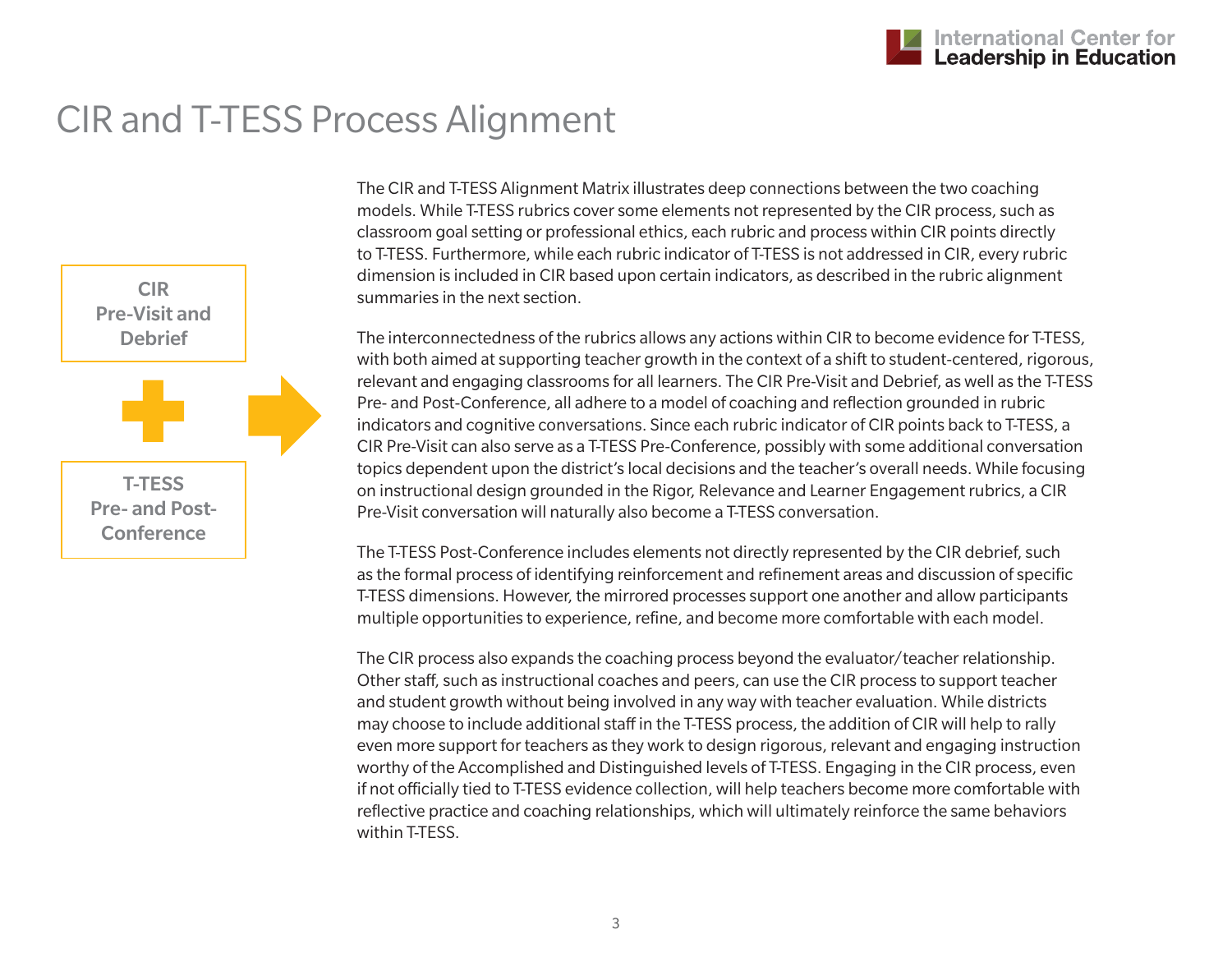# CIR and T-TESS Process Alignment

**CIR Pre-Visit and Debrief**

**+**

**T-TESS Pre- and Post-Conference**

The CIR and T-TESS Alignment Matrix illustrates deep connections between the two coaching models. While T-TESS rubrics cover some elements not represented by the CIR process, such as classroom goal setting or professional ethics, each rubric and process within CIR points directly to T-TESS. Furthermore, while each rubric indicator of T-TESS is not addressed in CIR, every rubric dimension is included in CIR based upon certain indicators, as described in the rubric alignment summaries in the next section.

The interconnectedness of the rubrics allows any actions within CIR to become evidence for T-TESS, with both aimed at supporting teacher growth in the context of a shift to student-centered, rigorous, relevant and engaging classrooms for all learners. The CIR Pre-Visit and Debrief, as well as the T-TESS Pre- and Post-Conference, all adhere to a model of coaching and reflection grounded in rubric indicators and cognitive conversations. Since each rubric indicator of CIR points back to T-TESS, a CIR Pre-Visit can also serve as a T-TESS Pre-Conference, possibly with some additional conversation topics dependent upon the district's local decisions and the teacher's overall needs. While focusing on instructional design grounded in the Rigor, Relevance and Learner Engagement rubrics, a CIR Pre-Visit conversation will naturally also become a T-TESS conversation.

The T-TESS Post-Conference includes elements not directly represented by the CIR debrief, such as the formal process of identifying reinforcement and refinement areas and discussion of specific T-TESS dimensions. However, the mirrored processes support one another and allow participants multiple opportunities to experience, refine, and become more comfortable with each model.

The CIR process also expands the coaching process beyond the evaluator/teacher relationship. Other staff, such as instructional coaches and peers, can use the CIR process to support teacher and student growth without being involved in any way with teacher evaluation. While districts may choose to include additional staff in the T-TESS process, the addition of CIR will help to rally even more support for teachers as they work to design rigorous, relevant and engaging instruction worthy of the Accomplished and Distinguished levels of T-TESS. Engaging in the CIR process, even if not officially tied to T-TESS evidence collection, will help teachers become more comfortable with reflective practice and coaching relationships, which will ultimately reinforce the same behaviors within T-TESS.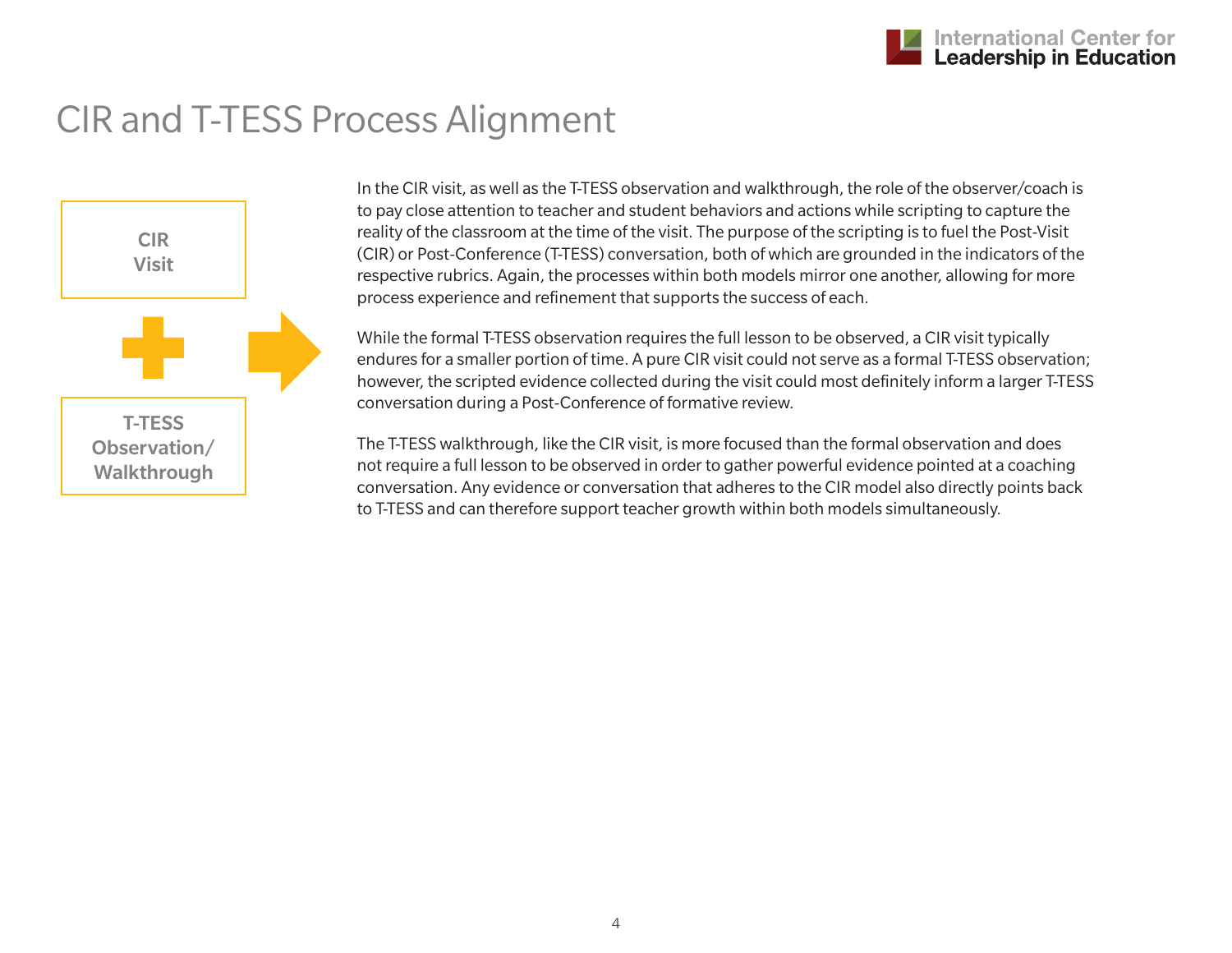# CIR and T-TESS Process Alignment

**CIR Visit**

**+**

**T-TESS Observation/ Walkthrough**

In the CIR visit, as well as the T-TESS observation and walkthrough, the role of the observer/coach is to pay close attention to teacher and student behaviors and actions while scripting to capture the reality of the classroom at the time of the visit. The purpose of the scripting is to fuel the Post-Visit (CIR) or Post-Conference (T-TESS) conversation, both of which are grounded in the indicators of the respective rubrics. Again, the processes within both models mirror one another, allowing for more process experience and refinement that supports the success of each.

While the formal T-TESS observation requires the full lesson to be observed, a CIR visit typically endures for a smaller portion of time. A pure CIR visit could not serve as a formal T-TESS observation; however, the scripted evidence collected during the visit could most definitely inform a larger T-TESS conversation during a Post-Conference of formative review.

The T-TESS walkthrough, like the CIR visit, is more focused than the formal observation and does not require a full lesson to be observed in order to gather powerful evidence pointed at a coaching conversation. Any evidence or conversation that adheres to the CIR model also directly points back to T-TESS and can therefore support teacher growth within both models simultaneously.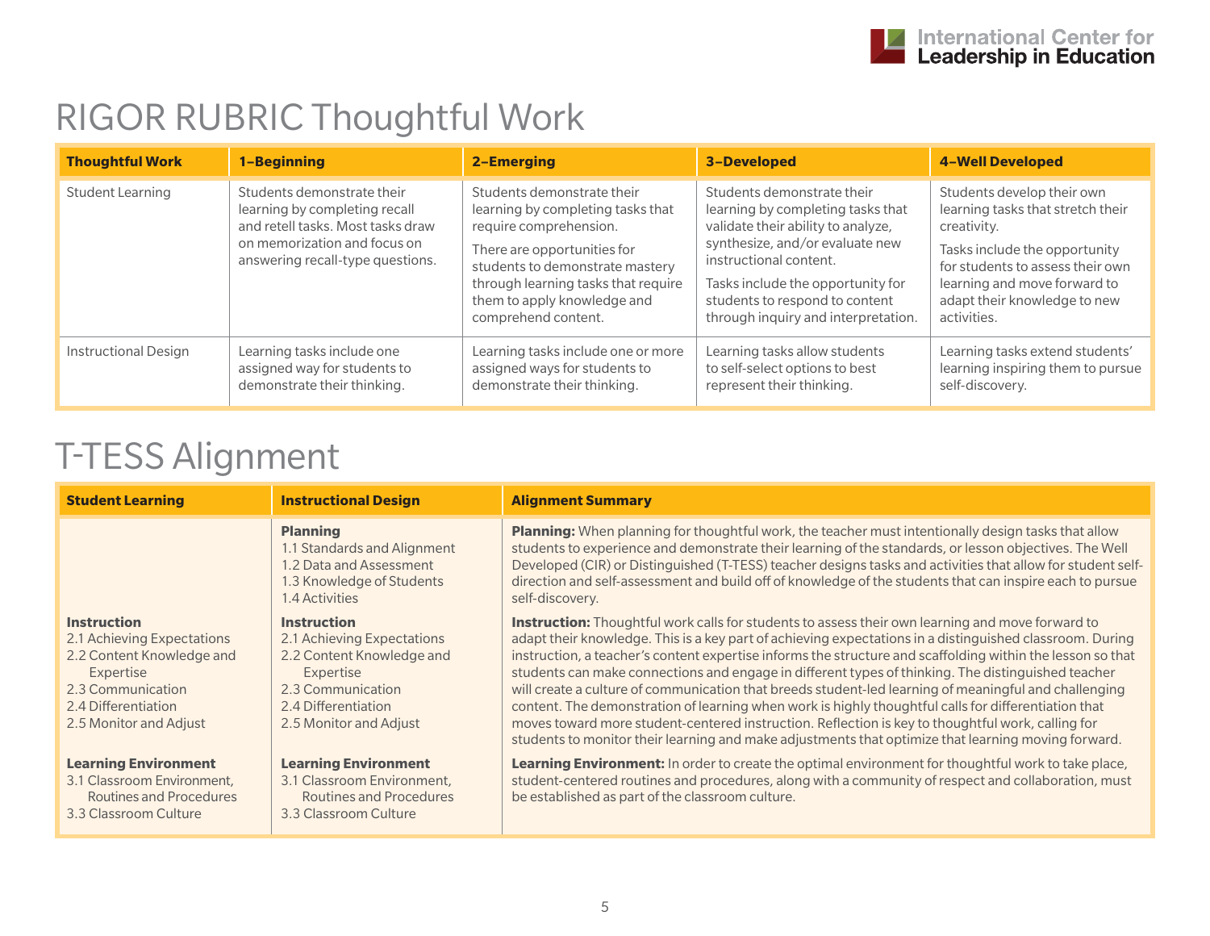# RIGOR RUBRIC Thoughtful Work

| Thoughtful Work | 1–Beginning | 2–Emerging | 3–Developed | 4–Well Developed |
|---|---|---|---|---|
| Student Learning | Students demonstrate their learning by completing recall and retell tasks. Most tasks draw on memorization and focus on answering recall-type questions. | Students demonstrate their learning by completing tasks that require comprehension.<br><br>There are opportunities for students to demonstrate mastery through learning tasks that require them to apply knowledge and comprehend content. | Students demonstrate their learning by completing tasks that validate their ability to analyze, synthesize, and/or evaluate new instructional content.<br><br>Tasks include the opportunity for students to respond to content through inquiry and interpretation. | Students develop their own learning tasks that stretch their creativity.<br><br>Tasks include the opportunity for students to assess their own learning and move forward to adapt their knowledge to new activities. |
| Instructional Design | Learning tasks include one assigned way for students to demonstrate their thinking. | Learning tasks include one or more assigned ways for students to demonstrate their thinking. | Learning tasks allow students to self-select options to best represent their thinking. | Learning tasks extend students' learning inspiring them to pursue self-discovery. |

# T-TESS Alignment

| Student Learning | Instructional Design | Alignment Summary |
|---|---|---|
| | **Planning**<br>1.1 Standards and Alignment<br>1.2 Data and Assessment<br>1.3 Knowledge of Students<br>1.4 Activities | **Planning:** When planning for thoughtful work, the teacher must intentionally design tasks that allow students to experience and demonstrate their learning of the standards, or lesson objectives. The Well Developed (CIR) or Distinguished (T-TESS) teacher designs tasks and activities that allow for student self-direction and self-assessment and build off of knowledge of the students that can inspire each to pursue self-discovery. |
| **Instruction**<br>2.1 Achieving Expectations<br>2.2 Content Knowledge and Expertise<br>2.3 Communication<br>2.4 Differentiation<br>2.5 Monitor and Adjust | **Instruction**<br>2.1 Achieving Expectations<br>2.2 Content Knowledge and Expertise<br>2.3 Communication<br>2.4 Differentiation<br>2.5 Monitor and Adjust | **Instruction:** Thoughtful work calls for students to assess their own learning and move forward to adapt their knowledge. This is a key part of achieving expectations in a distinguished classroom. During instruction, a teacher's content expertise informs the structure and scaffolding within the lesson so that students can make connections and engage in different types of thinking. The distinguished teacher will create a culture of communication that breeds student-led learning of meaningful and challenging content. The demonstration of learning when work is highly thoughtful calls for differentiation that moves toward more student-centered instruction. Reflection is key to thoughtful work, calling for students to monitor their learning and make adjustments that optimize that learning moving forward. |
| **Learning Environment**<br>3.1 Classroom Environment, Routines and Procedures<br>3.3 Classroom Culture | **Learning Environment**<br>3.1 Classroom Environment, Routines and Procedures<br>3.3 Classroom Culture | **Learning Environment:** In order to create the optimal environment for thoughtful work to take place, student-centered routines and procedures, along with a community of respect and collaboration, must be established as part of the classroom culture. |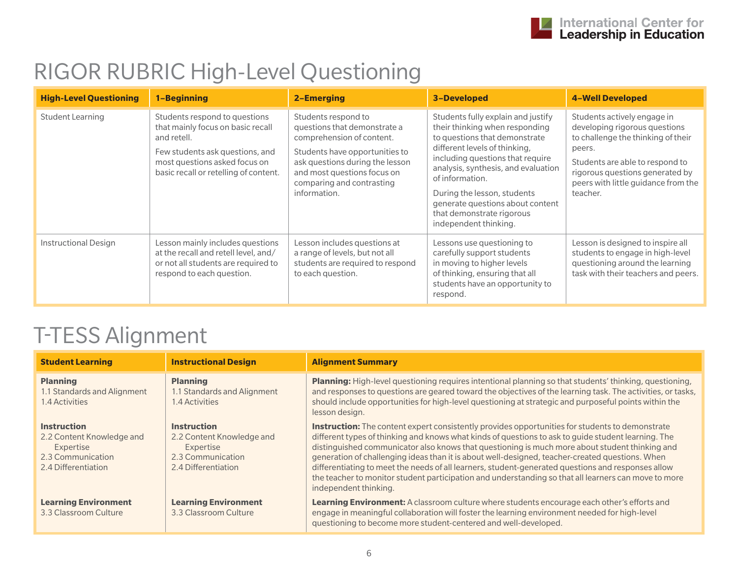# RIGOR RUBRIC High-Level Questioning

| High-Level Questioning | 1–Beginning | 2–Emerging | 3–Developed | 4–Well Developed |
|---|---|---|---|---|
| Student Learning | Students respond to questions that mainly focus on basic recall and retell.<br><br>Few students ask questions, and most questions asked focus on basic recall or retelling of content. | Students respond to questions that demonstrate a comprehension of content.<br><br>Students have opportunities to ask questions during the lesson and most questions focus on comparing and contrasting information. | Students fully explain and justify their thinking when responding to questions that demonstrate different levels of thinking, including questions that require analysis, synthesis, and evaluation of information.<br><br>During the lesson, students generate questions about content that demonstrate rigorous independent thinking. | Students actively engage in developing rigorous questions to challenge the thinking of their peers.<br><br>Students are able to respond to rigorous questions generated by peers with little guidance from the teacher. |
| Instructional Design | Lesson mainly includes questions at the recall and retell level, and/or not all students are required to respond to each question. | Lesson includes questions at a range of levels, but not all students are required to respond to each question. | Lessons use questioning to carefully support students in moving to higher levels of thinking, ensuring that all students have an opportunity to respond. | Lesson is designed to inspire all students to engage in high-level questioning around the learning task with their teachers and peers. |

# T-TESS Alignment

| Student Learning | Instructional Design | Alignment Summary |
|---|---|---|
| **Planning**<br>1.1 Standards and Alignment<br>1.4 Activities | **Planning**<br>1.1 Standards and Alignment<br>1.4 Activities | **Planning:** High-level questioning requires intentional planning so that students' thinking, questioning, and responses to questions are geared toward the objectives of the learning task. The activities, or tasks, should include opportunities for high-level questioning at strategic and purposeful points within the lesson design. |
| **Instruction**<br>2.2 Content Knowledge and Expertise<br>2.3 Communication<br>2.4 Differentiation | **Instruction**<br>2.2 Content Knowledge and Expertise<br>2.3 Communication<br>2.4 Differentiation | **Instruction:** The content expert consistently provides opportunities for students to demonstrate different types of thinking and knows what kinds of questions to ask to guide student learning. The distinguished communicator also knows that questioning is much more about student thinking and generation of challenging ideas than it is about well-designed, teacher-created questions. When differentiating to meet the needs of all learners, student-generated questions and responses allow the teacher to monitor student participation and understanding so that all learners can move to more independent thinking. |
| **Learning Environment**<br>3.3 Classroom Culture | **Learning Environment**<br>3.3 Classroom Culture | **Learning Environment:** A classroom culture where students encourage each other's efforts and engage in meaningful collaboration will foster the learning environment needed for high-level questioning to become more student-centered and well-developed. |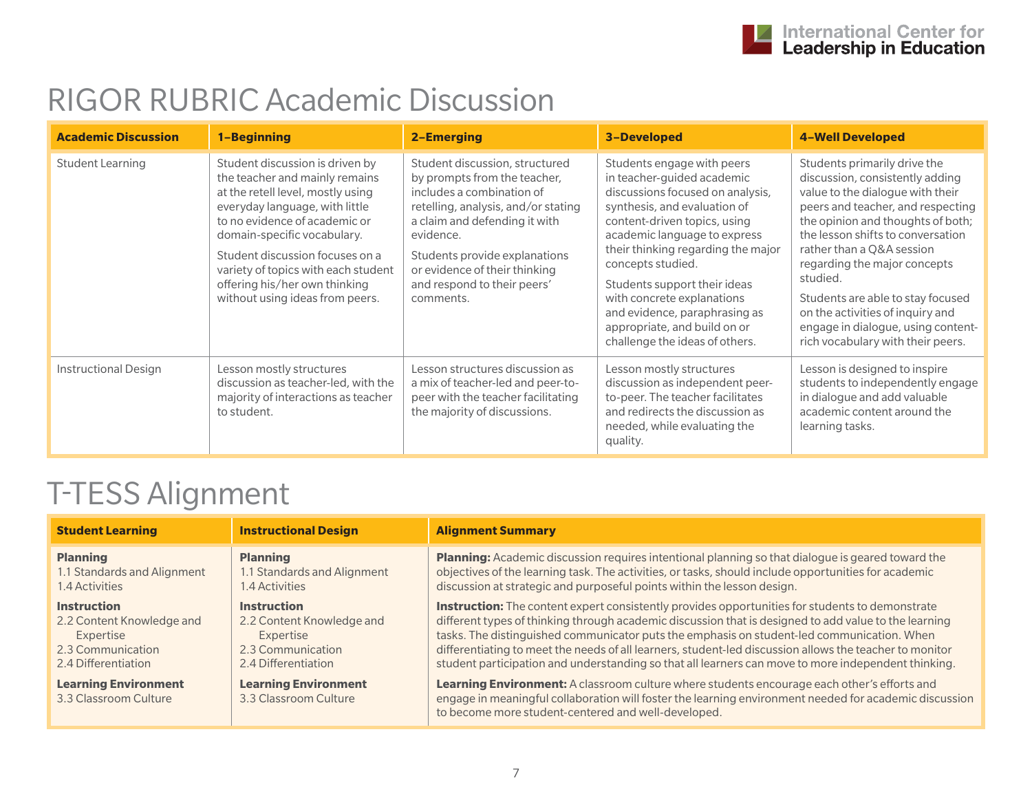# RIGOR RUBRIC Academic Discussion

| Academic Discussion | 1–Beginning | 2–Emerging | 3–Developed | 4–Well Developed |
| --- | --- | --- | --- | --- |
| Student Learning | Student discussion is driven by the teacher and mainly remains at the retell level, mostly using everyday language, with little to no evidence of academic or domain-specific vocabulary.<br><br>Student discussion focuses on a variety of topics with each student offering his/her own thinking without using ideas from peers. | Student discussion, structured by prompts from the teacher, includes a combination of retelling, analysis, and/or stating a claim and defending it with evidence.<br><br>Students provide explanations or evidence of their thinking and respond to their peers' comments. | Students engage with peers in teacher-guided academic discussions focused on analysis, synthesis, and evaluation of content-driven topics, using academic language to express their thinking regarding the major concepts studied.<br><br>Students support their ideas with concrete explanations and evidence, paraphrasing as appropriate, and build on or challenge the ideas of others. | Students primarily drive the discussion, consistently adding value to the dialogue with their peers and teacher, and respecting the opinion and thoughts of both; the lesson shifts to conversation rather than a Q&A session regarding the major concepts studied.<br><br>Students are able to stay focused on the activities of inquiry and engage in dialogue, using content-rich vocabulary with their peers. |
| Instructional Design | Lesson mostly structures discussion as teacher-led, with the majority of interactions as teacher to student. | Lesson structures discussion as a mix of teacher-led and peer-to-peer with the teacher facilitating the majority of discussions. | Lesson mostly structures discussion as independent peer-to-peer. The teacher facilitates and redirects the discussion as needed, while evaluating the quality. | Lesson is designed to inspire students to independently engage in dialogue and add valuable academic content around the learning tasks. |

# T-TESS Alignment

| Student Learning | Instructional Design | Alignment Summary |
| --- | --- | --- |
| **Planning**<br>1.1 Standards and Alignment<br>1.4 Activities | **Planning**<br>1.1 Standards and Alignment<br>1.4 Activities | **Planning:** Academic discussion requires intentional planning so that dialogue is geared toward the objectives of the learning task. The activities, or tasks, should include opportunities for academic discussion at strategic and purposeful points within the lesson design. |
| **Instruction**<br>2.2 Content Knowledge and Expertise<br>2.3 Communication<br>2.4 Differentiation | **Instruction**<br>2.2 Content Knowledge and Expertise<br>2.3 Communication<br>2.4 Differentiation | **Instruction:** The content expert consistently provides opportunities for students to demonstrate different types of thinking through academic discussion that is designed to add value to the learning tasks. The distinguished communicator puts the emphasis on student-led communication. When differentiating to meet the needs of all learners, student-led discussion allows the teacher to monitor student participation and understanding so that all learners can move to more independent thinking. |
| **Learning Environment**<br>3.3 Classroom Culture | **Learning Environment**<br>3.3 Classroom Culture | **Learning Environment:** A classroom culture where students encourage each other's efforts and engage in meaningful collaboration will foster the learning environment needed for academic discussion to become more student-centered and well-developed. |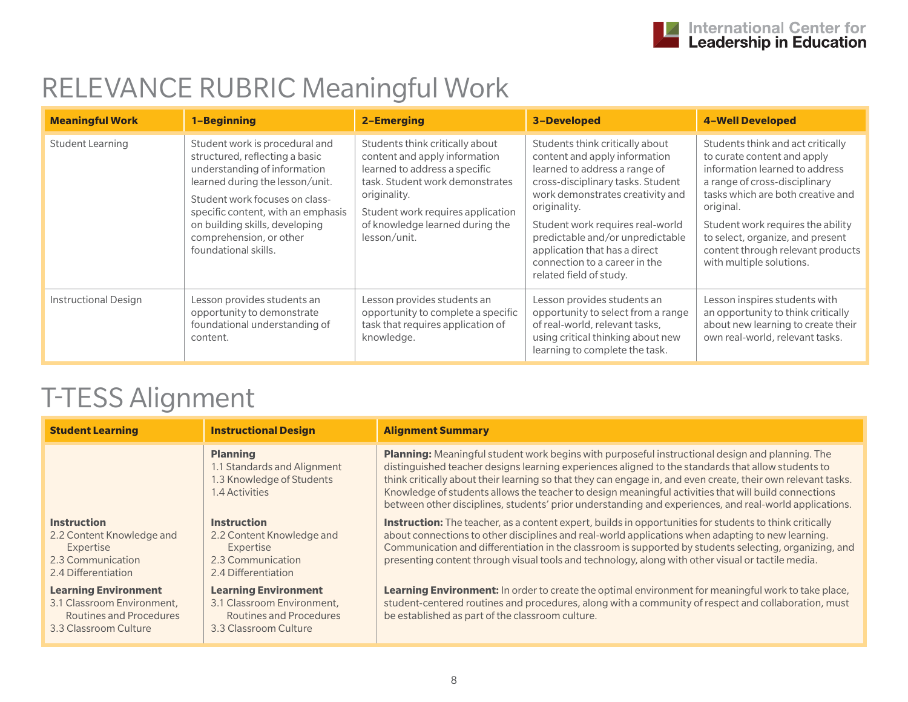# RELEVANCE RUBRIC Meaningful Work

| Meaningful Work | 1–Beginning | 2–Emerging | 3–Developed | 4–Well Developed |
|---|---|---|---|---|
| Student Learning | Student work is procedural and structured, reflecting a basic understanding of information learned during the lesson/unit.<br><br>Student work focuses on class-specific content, with an emphasis on building skills, developing comprehension, or other foundational skills. | Students think critically about content and apply information learned to address a specific task. Student work demonstrates originality.<br><br>Student work requires application of knowledge learned during the lesson/unit. | Students think critically about content and apply information learned to address a range of cross-disciplinary tasks. Student work demonstrates creativity and originality.<br><br>Student work requires real-world predictable and/or unpredictable application that has a direct connection to a career in the related field of study. | Students think and act critically to curate content and apply information learned to address a range of cross-disciplinary tasks which are both creative and original.<br><br>Student work requires the ability to select, organize, and present content through relevant products with multiple solutions. |
| Instructional Design | Lesson provides students an opportunity to demonstrate foundational understanding of content. | Lesson provides students an opportunity to complete a specific task that requires application of knowledge. | Lesson provides students an opportunity to select from a range of real-world, relevant tasks, using critical thinking about new learning to complete the task. | Lesson inspires students with an opportunity to think critically about new learning to create their own real-world, relevant tasks. |

# T-TESS Alignment

| Student Learning | Instructional Design | Alignment Summary |
|---|---|---|
| | **Planning**<br>1.1 Standards and Alignment<br>1.3 Knowledge of Students<br>1.4 Activities | **Planning:** Meaningful student work begins with purposeful instructional design and planning. The distinguished teacher designs learning experiences aligned to the standards that allow students to think critically about their learning so that they can engage in, and even create, their own relevant tasks. Knowledge of students allows the teacher to design meaningful activities that will build connections between other disciplines, students' prior understanding and experiences, and real-world applications. |
| **Instruction**<br>2.2 Content Knowledge and Expertise<br>2.3 Communication<br>2.4 Differentiation | **Instruction**<br>2.2 Content Knowledge and Expertise<br>2.3 Communication<br>2.4 Differentiation | **Instruction:** The teacher, as a content expert, builds in opportunities for students to think critically about connections to other disciplines and real-world applications when adapting to new learning. Communication and differentiation in the classroom is supported by students selecting, organizing, and presenting content through visual tools and technology, along with other visual or tactile media. |
| **Learning Environment**<br>3.1 Classroom Environment, Routines and Procedures<br>3.3 Classroom Culture | **Learning Environment**<br>3.1 Classroom Environment, Routines and Procedures<br>3.3 Classroom Culture | **Learning Environment:** In order to create the optimal environment for meaningful work to take place, student-centered routines and procedures, along with a community of respect and collaboration, must be established as part of the classroom culture. |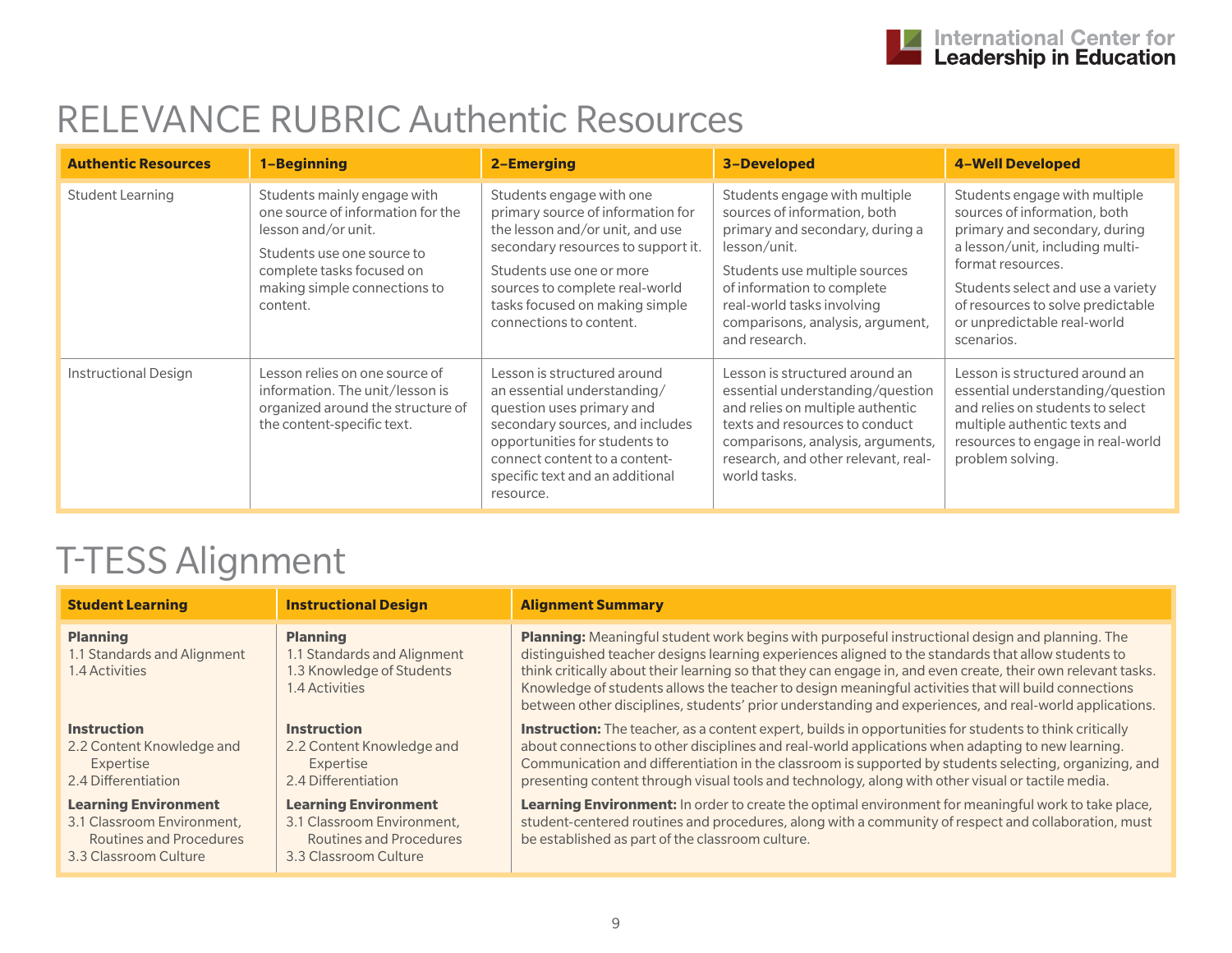# RELEVANCE RUBRIC Authentic Resources

| Authentic Resources | 1–Beginning | 2–Emerging | 3–Developed | 4–Well Developed |
|---|---|---|---|---|
| Student Learning | Students mainly engage with one source of information for the lesson and/or unit.<br><br>Students use one source to complete tasks focused on making simple connections to content. | Students engage with one primary source of information for the lesson and/or unit, and use secondary resources to support it.<br><br>Students use one or more sources to complete real-world tasks focused on making simple connections to content. | Students engage with multiple sources of information, both primary and secondary, during a lesson/unit.<br><br>Students use multiple sources of information to complete real-world tasks involving comparisons, analysis, argument, and research. | Students engage with multiple sources of information, both primary and secondary, during a lesson/unit, including multi-format resources.<br><br>Students select and use a variety of resources to solve predictable or unpredictable real-world scenarios. |
| Instructional Design | Lesson relies on one source of information. The unit/lesson is organized around the structure of the content-specific text. | Lesson is structured around an essential understanding/question uses primary and secondary sources, and includes opportunities for students to connect content to a content-specific text and an additional resource. | Lesson is structured around an essential understanding/question and relies on multiple authentic texts and resources to conduct comparisons, analysis, arguments, research, and other relevant, real-world tasks. | Lesson is structured around an essential understanding/question and relies on students to select multiple authentic texts and resources to engage in real-world problem solving. |

# T-TESS Alignment

| Student Learning | Instructional Design | Alignment Summary |
|---|---|---|
| **Planning**<br>1.1 Standards and Alignment<br>1.4 Activities | **Planning**<br>1.1 Standards and Alignment<br>1.3 Knowledge of Students<br>1.4 Activities | **Planning:** Meaningful student work begins with purposeful instructional design and planning. The distinguished teacher designs learning experiences aligned to the standards that allow students to think critically about their learning so that they can engage in, and even create, their own relevant tasks. Knowledge of students allows the teacher to design meaningful activities that will build connections between other disciplines, students' prior understanding and experiences, and real-world applications. |
| **Instruction**<br>2.2 Content Knowledge and Expertise<br>2.4 Differentiation | **Instruction**<br>2.2 Content Knowledge and Expertise<br>2.4 Differentiation | **Instruction:** The teacher, as a content expert, builds in opportunities for students to think critically about connections to other disciplines and real-world applications when adapting to new learning. Communication and differentiation in the classroom is supported by students selecting, organizing, and presenting content through visual tools and technology, along with other visual or tactile media. |
| **Learning Environment**<br>3.1 Classroom Environment, Routines and Procedures<br>3.3 Classroom Culture | **Learning Environment**<br>3.1 Classroom Environment, Routines and Procedures<br>3.3 Classroom Culture | **Learning Environment:** In order to create the optimal environment for meaningful work to take place, student-centered routines and procedures, along with a community of respect and collaboration, must be established as part of the classroom culture. |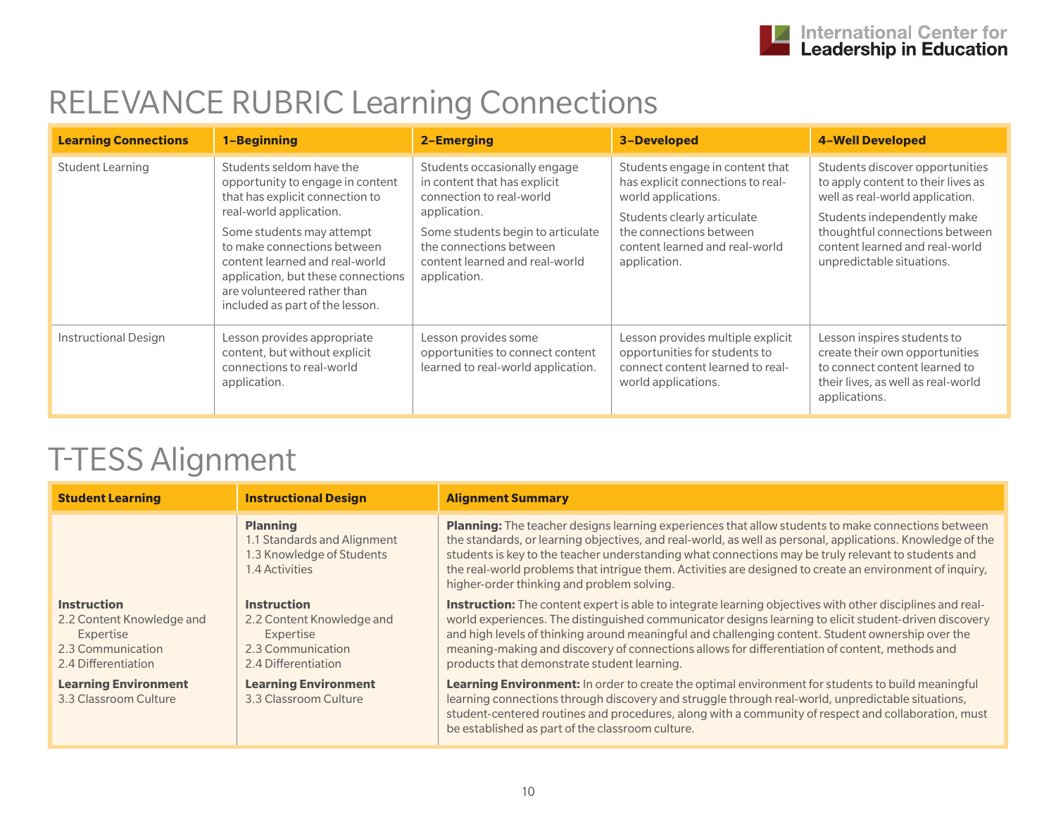# RELEVANCE RUBRIC Learning Connections

| Learning Connections | 1–Beginning | 2–Emerging | 3–Developed | 4–Well Developed |
|---|---|---|---|---|
| Student Learning | Students seldom have the opportunity to engage in content that has explicit connection to real-world application.<br><br>Some students may attempt to make connections between content learned and real-world application, but these connections are volunteered rather than included as part of the lesson. | Students occasionally engage in content that has explicit connection to real-world application.<br><br>Some students begin to articulate the connections between content learned and real-world application. | Students engage in content that has explicit connections to real-world applications.<br><br>Students clearly articulate the connections between content learned and real-world application. | Students discover opportunities to apply content to their lives as well as real-world application.<br><br>Students independently make thoughtful connections between content learned and real-world unpredictable situations. |
| Instructional Design | Lesson provides appropriate content, but without explicit connections to real-world application. | Lesson provides some opportunities to connect content learned to real-world application. | Lesson provides multiple explicit opportunities for students to connect content learned to real-world applications. | Lesson inspires students to create their own opportunities to connect content learned to their lives, as well as real-world applications. |

# T-TESS Alignment

| Student Learning | Instructional Design | Alignment Summary |
|---|---|---|
| | **Planning**<br>1.1 Standards and Alignment<br>1.3 Knowledge of Students<br>1.4 Activities | **Planning:** The teacher designs learning experiences that allow students to make connections between the standards, or learning objectives, and real-world, as well as personal, applications. Knowledge of the students is key to the teacher understanding what connections may be truly relevant to students and the real-world problems that intrigue them. Activities are designed to create an environment of inquiry, higher-order thinking and problem solving. |
| **Instruction**<br>2.2 Content Knowledge and Expertise<br>2.3 Communication<br>2.4 Differentiation | **Instruction**<br>2.2 Content Knowledge and Expertise<br>2.3 Communication<br>2.4 Differentiation | **Instruction:** The content expert is able to integrate learning objectives with other disciplines and real-world experiences. The distinguished communicator designs learning to elicit student-driven discovery and high levels of thinking around meaningful and challenging content. Student ownership over the meaning-making and discovery of connections allows for differentiation of content, methods and products that demonstrate student learning. |
| **Learning Environment**<br>3.3 Classroom Culture | **Learning Environment**<br>3.3 Classroom Culture | **Learning Environment:** In order to create the optimal environment for students to build meaningful learning connections through discovery and struggle through real-world, unpredictable situations, student-centered routines and procedures, along with a community of respect and collaboration, must be established as part of the classroom culture. |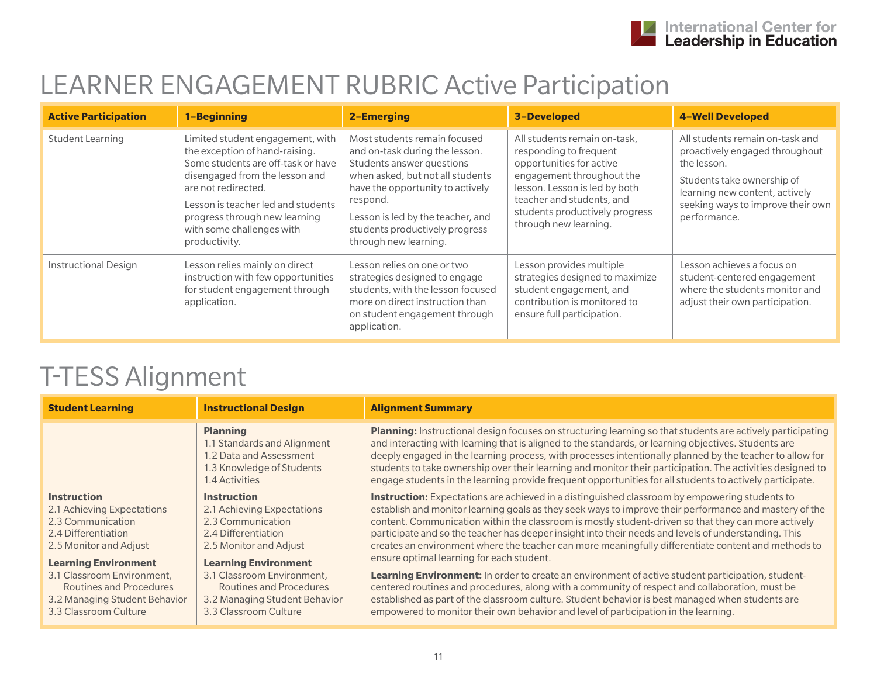# LEARNER ENGAGEMENT RUBRIC Active Participation

| Active Participation | 1–Beginning | 2–Emerging | 3–Developed | 4–Well Developed |
|---|---|---|---|---|
| Student Learning | Limited student engagement, with the exception of hand-raising. Some students are off-task or have disengaged from the lesson and are not redirected.<br><br>Lesson is teacher led and students progress through new learning with some challenges with productivity. | Most students remain focused and on-task during the lesson. Students answer questions when asked, but not all students have the opportunity to actively respond.<br><br>Lesson is led by the teacher, and students productively progress through new learning. | All students remain on-task, responding to frequent opportunities for active engagement throughout the lesson. Lesson is led by both teacher and students, and students productively progress through new learning. | All students remain on-task and proactively engaged throughout the lesson.<br><br>Students take ownership of learning new content, actively seeking ways to improve their own performance. |
| Instructional Design | Lesson relies mainly on direct instruction with few opportunities for student engagement through application. | Lesson relies on one or two strategies designed to engage students, with the lesson focused more on direct instruction than on student engagement through application. | Lesson provides multiple strategies designed to maximize student engagement, and contribution is monitored to ensure full participation. | Lesson achieves a focus on student-centered engagement where the students monitor and adjust their own participation. |

# T-TESS Alignment

| Student Learning | Instructional Design | Alignment Summary |
|---|---|---|
| | **Planning**<br>1.1 Standards and Alignment<br>1.2 Data and Assessment<br>1.3 Knowledge of Students<br>1.4 Activities | **Planning:** Instructional design focuses on structuring learning so that students are actively participating and interacting with learning that is aligned to the standards, or learning objectives. Students are deeply engaged in the learning process, with processes intentionally planned by the teacher to allow for students to take ownership over their learning and monitor their participation. The activities designed to engage students in the learning provide frequent opportunities for all students to actively participate. |
| **Instruction**<br>2.1 Achieving Expectations<br>2.3 Communication<br>2.4 Differentiation<br>2.5 Monitor and Adjust | **Instruction**<br>2.1 Achieving Expectations<br>2.3 Communication<br>2.4 Differentiation<br>2.5 Monitor and Adjust | **Instruction:** Expectations are achieved in a distinguished classroom by empowering students to establish and monitor learning goals as they seek ways to improve their performance and mastery of the content. Communication within the classroom is mostly student-driven so that they can more actively participate and so the teacher has deeper insight into their needs and levels of understanding. This creates an environment where the teacher can more meaningfully differentiate content and methods to ensure optimal learning for each student. |
| **Learning Environment**<br>3.1 Classroom Environment, Routines and Procedures<br>3.2 Managing Student Behavior<br>3.3 Classroom Culture | **Learning Environment**<br>3.1 Classroom Environment, Routines and Procedures<br>3.2 Managing Student Behavior<br>3.3 Classroom Culture | **Learning Environment:** In order to create an environment of active student participation, student-centered routines and procedures, along with a community of respect and collaboration, must be established as part of the classroom culture. Student behavior is best managed when students are empowered to monitor their own behavior and level of participation in the learning. |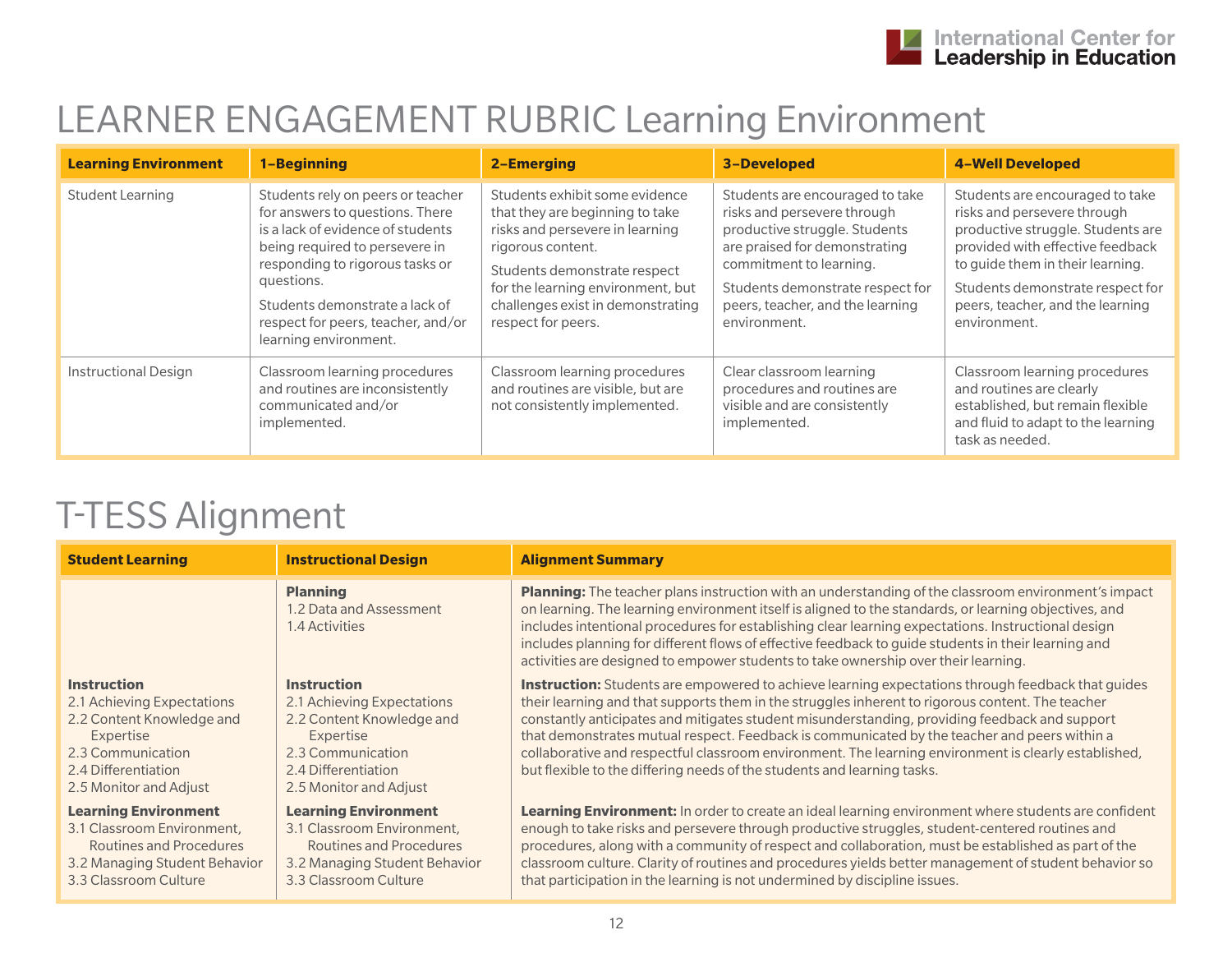# LEARNER ENGAGEMENT RUBRIC Learning Environment

| Learning Environment | 1–Beginning | 2–Emerging | 3–Developed | 4–Well Developed |
|---|---|---|---|---|
| Student Learning | Students rely on peers or teacher for answers to questions. There is a lack of evidence of students being required to persevere in responding to rigorous tasks or questions.<br><br>Students demonstrate a lack of respect for peers, teacher, and/or learning environment. | Students exhibit some evidence that they are beginning to take risks and persevere in learning rigorous content.<br><br>Students demonstrate respect for the learning environment, but challenges exist in demonstrating respect for peers. | Students are encouraged to take risks and persevere through productive struggle. Students are praised for demonstrating commitment to learning.<br><br>Students demonstrate respect for peers, teacher, and the learning environment. | Students are encouraged to take risks and persevere through productive struggle. Students are provided with effective feedback to guide them in their learning.<br><br>Students demonstrate respect for peers, teacher, and the learning environment. |
| Instructional Design | Classroom learning procedures and routines are inconsistently communicated and/or implemented. | Classroom learning procedures and routines are visible, but are not consistently implemented. | Clear classroom learning procedures and routines are visible and are consistently implemented. | Classroom learning procedures and routines are clearly established, but remain flexible and fluid to adapt to the learning task as needed. |

# T-TESS Alignment

| Student Learning | Instructional Design | Alignment Summary |
|---|---|---|
| | **Planning**<br>1.2 Data and Assessment<br>1.4 Activities | **Planning:** The teacher plans instruction with an understanding of the classroom environment's impact on learning. The learning environment itself is aligned to the standards, or learning objectives, and includes intentional procedures for establishing clear learning expectations. Instructional design includes planning for different flows of effective feedback to guide students in their learning and activities are designed to empower students to take ownership over their learning. |
| **Instruction**<br>2.1 Achieving Expectations<br>2.2 Content Knowledge and Expertise<br>2.3 Communication<br>2.4 Differentiation<br>2.5 Monitor and Adjust | **Instruction**<br>2.1 Achieving Expectations<br>2.2 Content Knowledge and Expertise<br>2.3 Communication<br>2.4 Differentiation<br>2.5 Monitor and Adjust | **Instruction:** Students are empowered to achieve learning expectations through feedback that guides their learning and that supports them in the struggles inherent to rigorous content. The teacher constantly anticipates and mitigates student misunderstanding, providing feedback and support that demonstrates mutual respect. Feedback is communicated by the teacher and peers within a collaborative and respectful classroom environment. The learning environment is clearly established, but flexible to the differing needs of the students and learning tasks. |
| **Learning Environment**<br>3.1 Classroom Environment, Routines and Procedures<br>3.2 Managing Student Behavior<br>3.3 Classroom Culture | **Learning Environment**<br>3.1 Classroom Environment, Routines and Procedures<br>3.2 Managing Student Behavior<br>3.3 Classroom Culture | **Learning Environment:** In order to create an ideal learning environment where students are confident enough to take risks and persevere through productive struggles, student-centered routines and procedures, along with a community of respect and collaboration, must be established as part of the classroom culture. Clarity of routines and procedures yields better management of student behavior so that participation in the learning is not undermined by discipline issues. |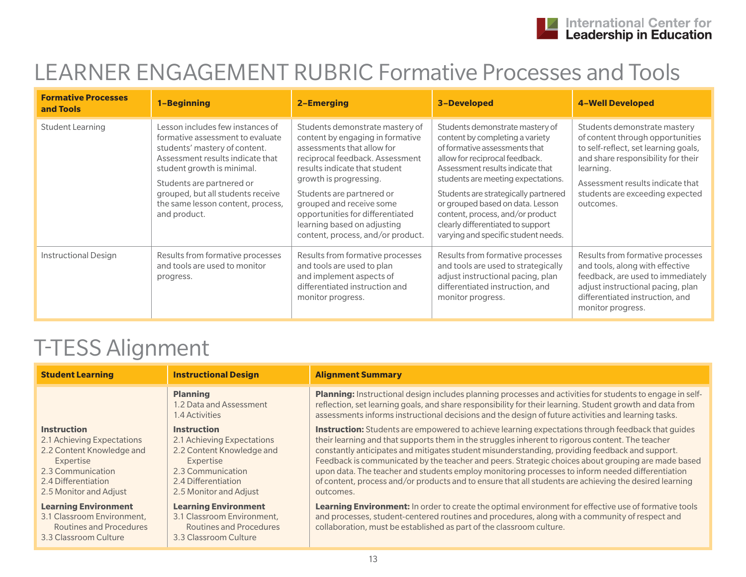# LEARNER ENGAGEMENT RUBRIC Formative Processes and Tools

| Formative Processes and Tools | 1–Beginning | 2–Emerging | 3–Developed | 4–Well Developed |
|---|---|---|---|---|
| Student Learning | Lesson includes few instances of formative assessment to evaluate students' mastery of content. Assessment results indicate that student growth is minimal. <br><br> Students are partnered or grouped, but all students receive the same lesson content, process, and product. | Students demonstrate mastery of content by engaging in formative assessments that allow for reciprocal feedback. Assessment results indicate that student growth is progressing. <br><br> Students are partnered or grouped and receive some opportunities for differentiated learning based on adjusting content, process, and/or product. | Students demonstrate mastery of content by completing a variety of formative assessments that allow for reciprocal feedback. Assessment results indicate that students are meeting expectations. <br><br> Students are strategically partnered or grouped based on data. Lesson content, process, and/or product clearly differentiated to support varying and specific student needs. | Students demonstrate mastery of content through opportunities to self-reflect, set learning goals, and share responsibility for their learning. <br><br> Assessment results indicate that students are exceeding expected outcomes. |
| Instructional Design | Results from formative processes and tools are used to monitor progress. | Results from formative processes and tools are used to plan and implement aspects of differentiated instruction and monitor progress. | Results from formative processes and tools are used to strategically adjust instructional pacing, plan differentiated instruction, and monitor progress. | Results from formative processes and tools, along with effective feedback, are used to immediately adjust instructional pacing, plan differentiated instruction, and monitor progress. |

# T-TESS Alignment

| Student Learning | Instructional Design | Alignment Summary |
|---|---|---|
| | **Planning** <br> 1.2 Data and Assessment <br> 1.4 Activities | **Planning:** Instructional design includes planning processes and activities for students to engage in self-reflection, set learning goals, and share responsibility for their learning. Student growth and data from assessments informs instructional decisions and the design of future activities and learning tasks. |
| **Instruction** <br> 2.1 Achieving Expectations <br> 2.2 Content Knowledge and Expertise <br> 2.3 Communication <br> 2.4 Differentiation <br> 2.5 Monitor and Adjust | **Instruction** <br> 2.1 Achieving Expectations <br> 2.2 Content Knowledge and Expertise <br> 2.3 Communication <br> 2.4 Differentiation <br> 2.5 Monitor and Adjust | **Instruction:** Students are empowered to achieve learning expectations through feedback that guides their learning and that supports them in the struggles inherent to rigorous content. The teacher constantly anticipates and mitigates student misunderstanding, providing feedback and support. Feedback is communicated by the teacher and peers. Strategic choices about grouping are made based upon data. The teacher and students employ monitoring processes to inform needed differentiation of content, process and/or products and to ensure that all students are achieving the desired learning outcomes. |
| **Learning Environment** <br> 3.1 Classroom Environment, Routines and Procedures <br> 3.3 Classroom Culture | **Learning Environment** <br> 3.1 Classroom Environment, Routines and Procedures <br> 3.3 Classroom Culture | **Learning Environment:** In order to create the optimal environment for effective use of formative tools and processes, student-centered routines and procedures, along with a community of respect and collaboration, must be established as part of the classroom culture. |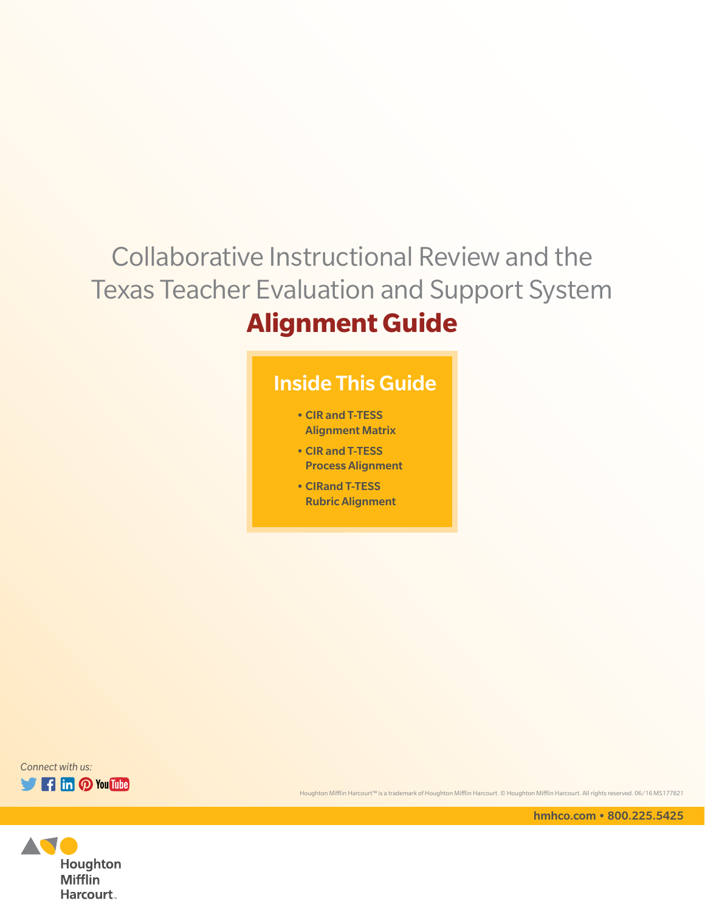# Collaborative Instructional Review and the Texas Teacher Evaluation and Support System

# **Alignment Guide**

## Inside This Guide

- **CIR and T-TESS Alignment Matrix**
- **CIR and T-TESS Process Alignment**
- **CIRand T-TESS Rubric Alignment**

*Connect with us:*

Houghton Mifflin Harcourt™ is a trademark of Houghton Mifflin Harcourt. © Houghton Mifflin Harcourt. All rights reserved. 06/16 MS177821

**hmhco.com • 800.225.5425**

Houghton Mifflin Harcourt™